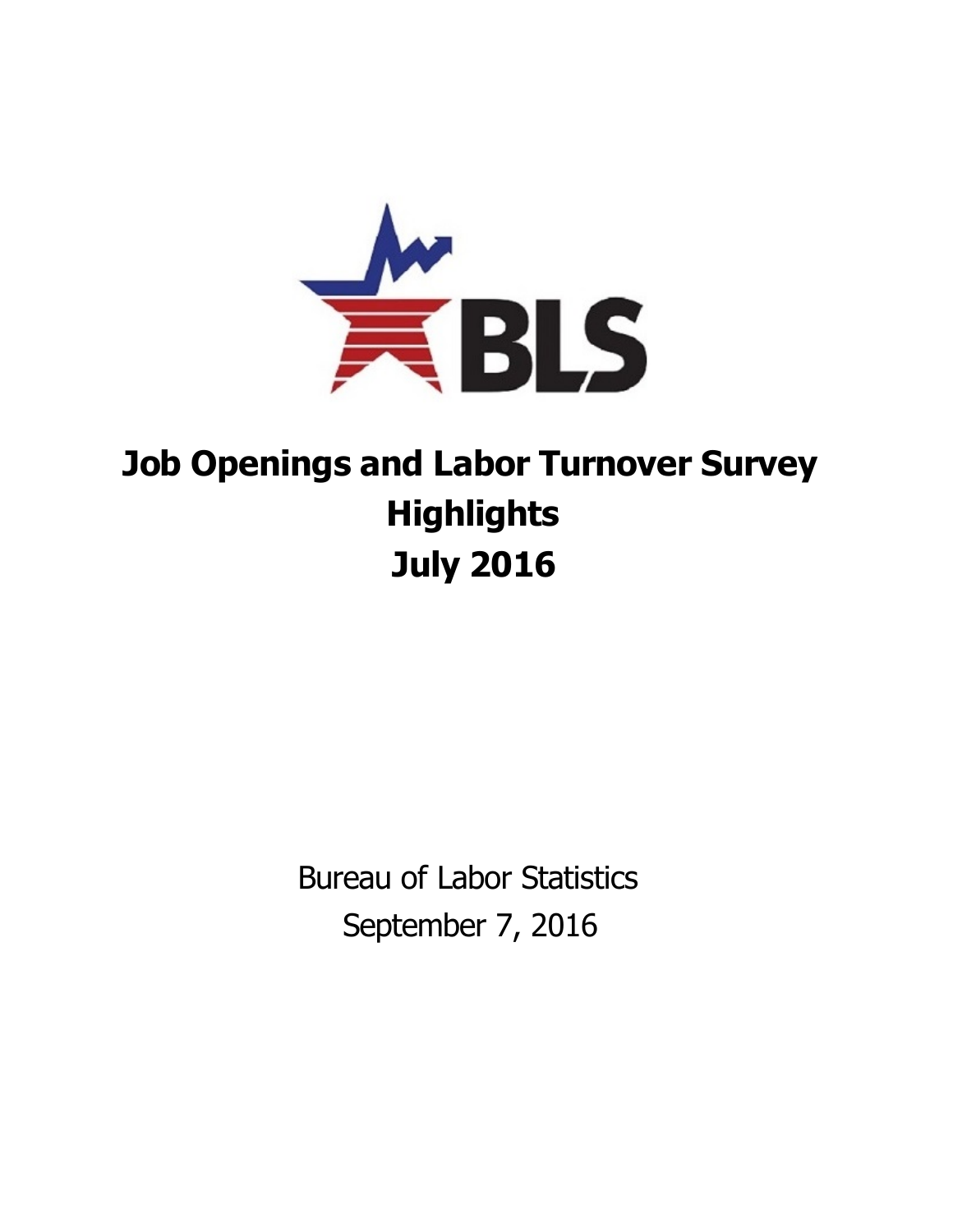# Job Openings and Labor Turnover Survey Highlights July 2016

Bureau of Labor Statistics

September 7, 2016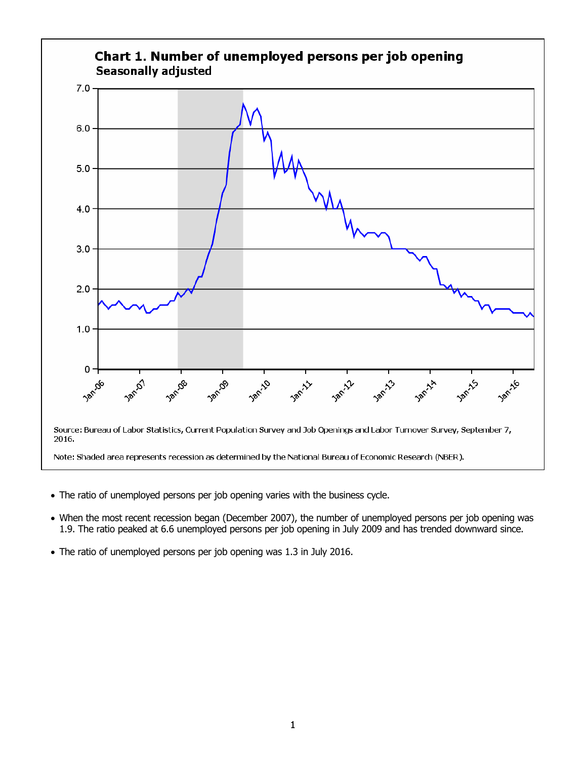## Chart 1. Number of unemployed persons per job opening

### Seasonally adjusted

Source: Bureau of Labor Statistics, Current Population Survey and Job Openings and Labor Turnover Survey, September 7, 2016.

Note: Shaded area represents recession as determined by the National Bureau of Economic Research (NBER).

- The ratio of unemployed persons per job opening varies with the business cycle.
- When the most recent recession began (December 2007), the number of unemployed persons per job opening was 1.9. The ratio peaked at 6.6 unemployed persons per job opening in July 2009 and has trended downward since.
- The ratio of unemployed persons per job opening was 1.3 in July 2016.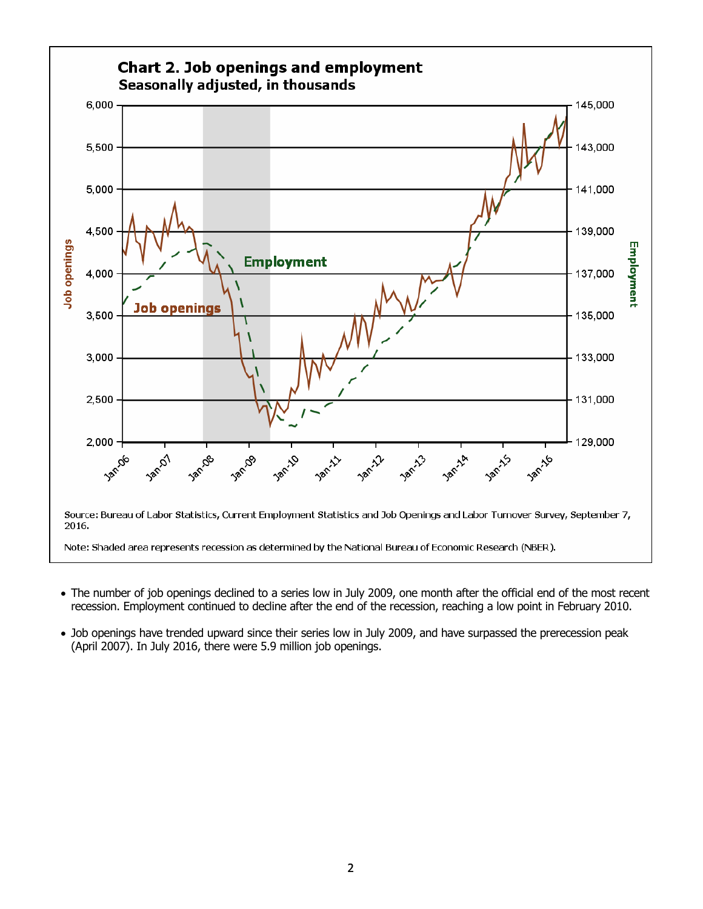**Chart 2. Job openings and employment**
**Seasonally adjusted, in thousands**

Source: Bureau of Labor Statistics, Current Employment Statistics and Job Openings and Labor Turnover Survey, September 7, 2016.

Note: Shaded area represents recession as determined by the National Bureau of Economic Research (NBER).

- The number of job openings declined to a series low in July 2009, one month after the official end of the most recent recession. Employment continued to decline after the end of the recession, reaching a low point in February 2010.
- Job openings have trended upward since their series low in July 2009, and have surpassed the prerecession peak (April 2007). In July 2016, there were 5.9 million job openings.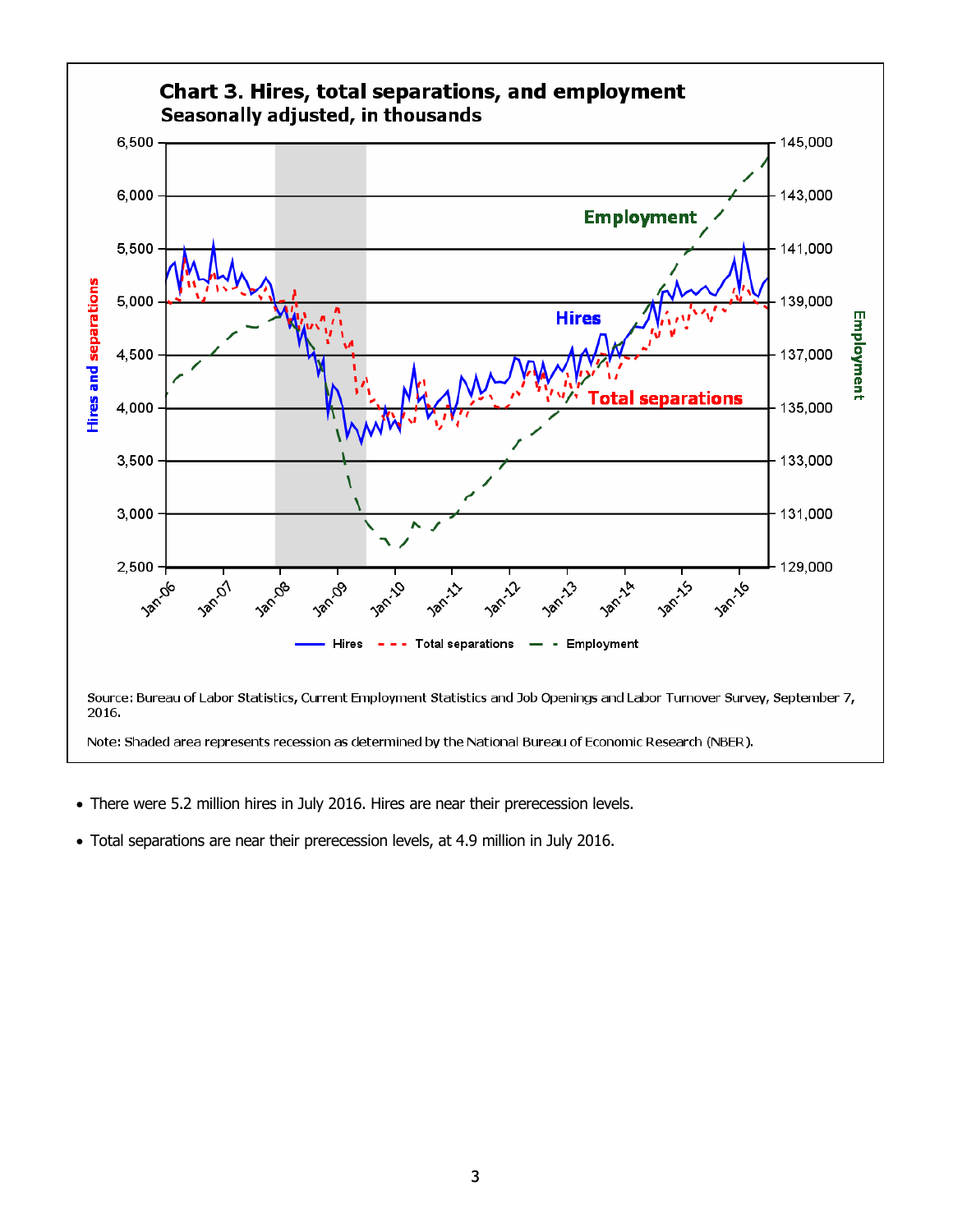## Chart 3. Hires, total separations, and employment

**Seasonally adjusted, in thousands**

Source: Bureau of Labor Statistics, Current Employment Statistics and Job Openings and Labor Turnover Survey, September 7, 2016.

Note: Shaded area represents recession as determined by the National Bureau of Economic Research (NBER).

- There were 5.2 million hires in July 2016. Hires are near their prerecession levels.
- Total separations are near their prerecession levels, at 4.9 million in July 2016.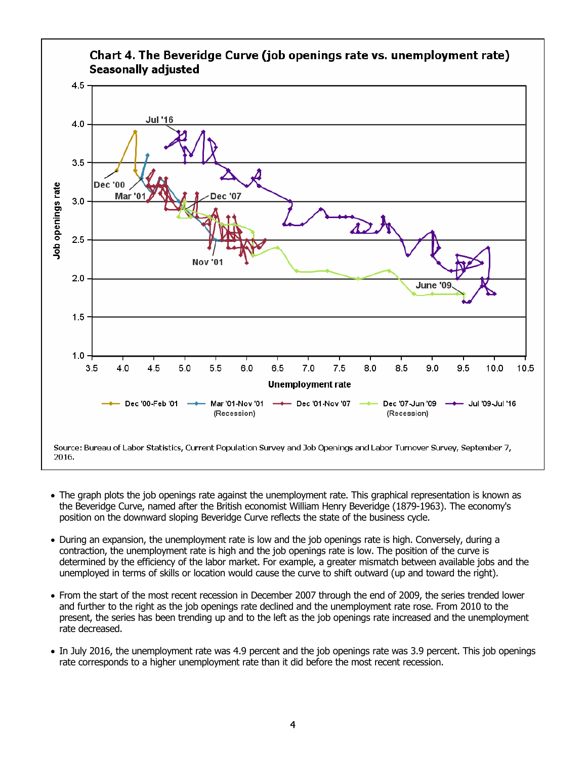**Chart 4. The Beveridge Curve (job openings rate vs. unemployment rate) Seasonally adjusted**

Source: Bureau of Labor Statistics, Current Population Survey and Job Openings and Labor Turnover Survey, September 7, 2016.

- The graph plots the job openings rate against the unemployment rate. This graphical representation is known as the Beveridge Curve, named after the British economist William Henry Beveridge (1879-1963). The economy's position on the downward sloping Beveridge Curve reflects the state of the business cycle.
- During an expansion, the unemployment rate is low and the job openings rate is high. Conversely, during a contraction, the unemployment rate is high and the job openings rate is low. The position of the curve is determined by the efficiency of the labor market. For example, a greater mismatch between available jobs and the unemployed in terms of skills or location would cause the curve to shift outward (up and toward the right).
- From the start of the most recent recession in December 2007 through the end of 2009, the series trended lower and further to the right as the job openings rate declined and the unemployment rate rose. From 2010 to the present, the series has been trending up and to the left as the job openings rate increased and the unemployment rate decreased.
- In July 2016, the unemployment rate was 4.9 percent and the job openings rate was 3.9 percent. This job openings rate corresponds to a higher unemployment rate than it did before the most recent recession.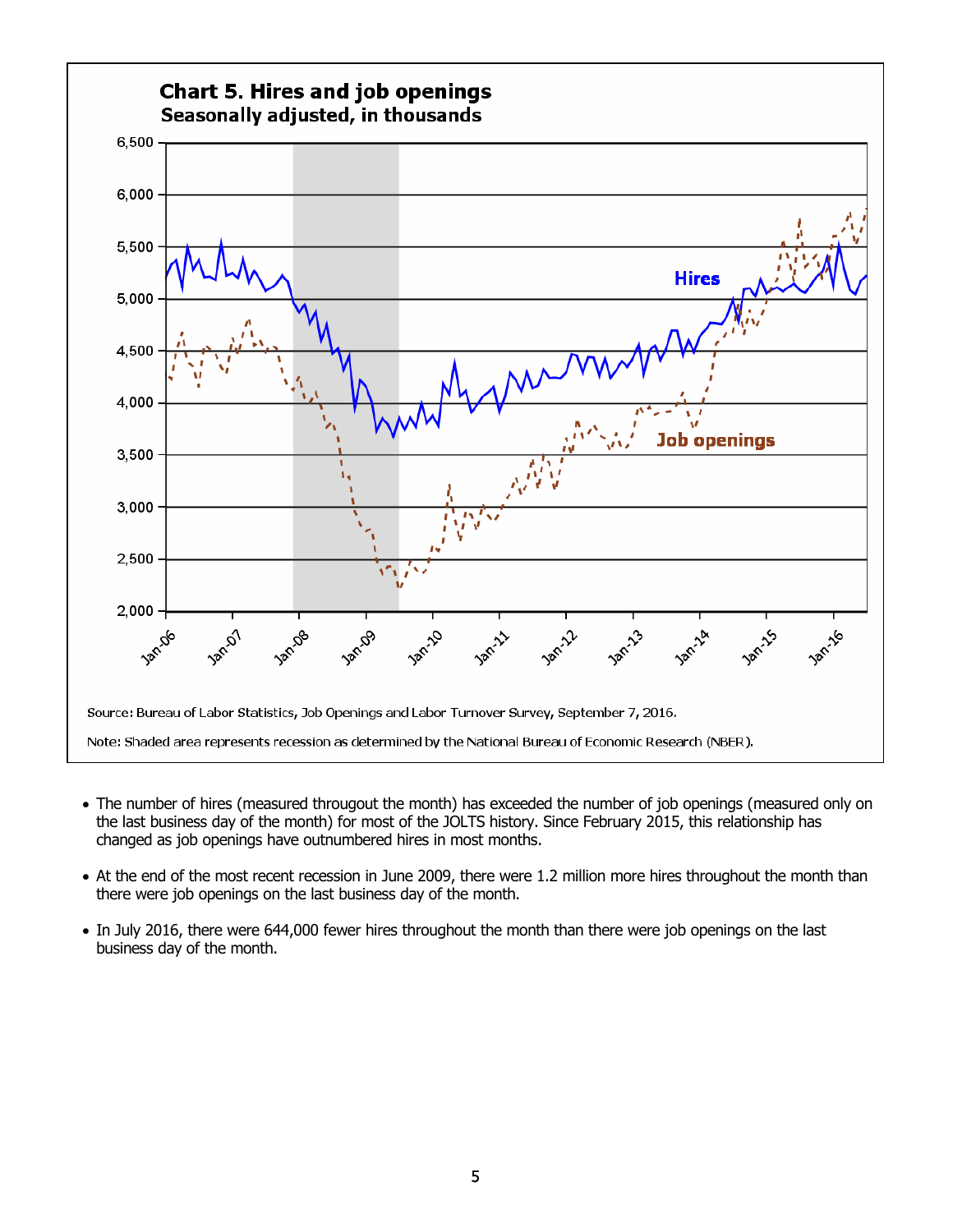**Chart 5. Hires and job openings**
**Seasonally adjusted, in thousands**

Source: Bureau of Labor Statistics, Job Openings and Labor Turnover Survey, September 7, 2016.

Note: Shaded area represents recession as determined by the National Bureau of Economic Research (NBER).

- The number of hires (measured througout the month) has exceeded the number of job openings (measured only on the last business day of the month) for most of the JOLTS history. Since February 2015, this relationship has changed as job openings have outnumbered hires in most months.
- At the end of the most recent recession in June 2009, there were 1.2 million more hires throughout the month than there were job openings on the last business day of the month.
- In July 2016, there were 644,000 fewer hires throughout the month than there were job openings on the last business day of the month.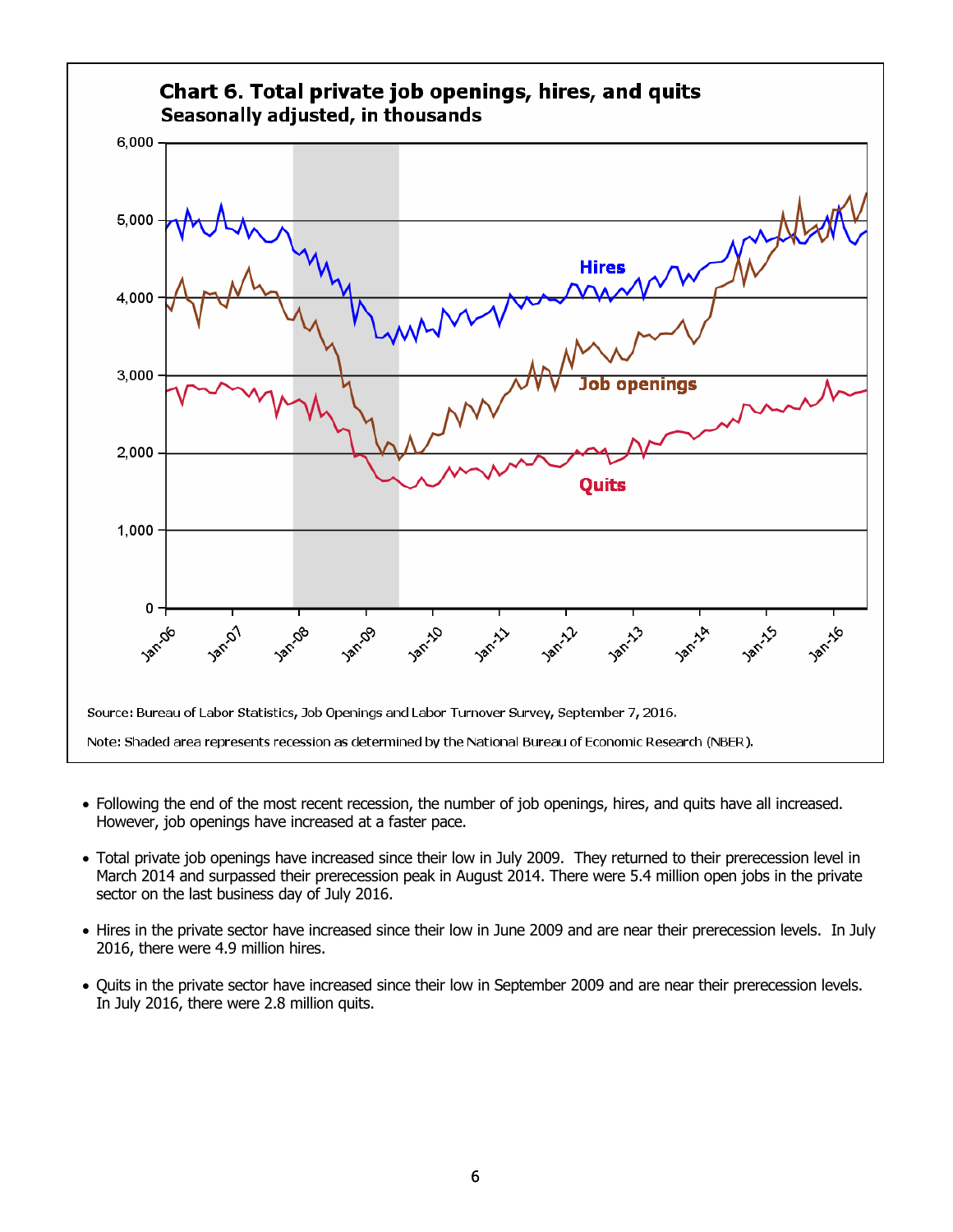**Chart 6. Total private job openings, hires, and quits**
**Seasonally adjusted, in thousands**

Source: Bureau of Labor Statistics, Job Openings and Labor Turnover Survey, September 7, 2016.

Note: Shaded area represents recession as determined by the National Bureau of Economic Research (NBER).

- Following the end of the most recent recession, the number of job openings, hires, and quits have all increased. However, job openings have increased at a faster pace.
- Total private job openings have increased since their low in July 2009. They returned to their prerecession level in March 2014 and surpassed their prerecession peak in August 2014. There were 5.4 million open jobs in the private sector on the last business day of July 2016.
- Hires in the private sector have increased since their low in June 2009 and are near their prerecession levels. In July 2016, there were 4.9 million hires.
- Quits in the private sector have increased since their low in September 2009 and are near their prerecession levels. In July 2016, there were 2.8 million quits.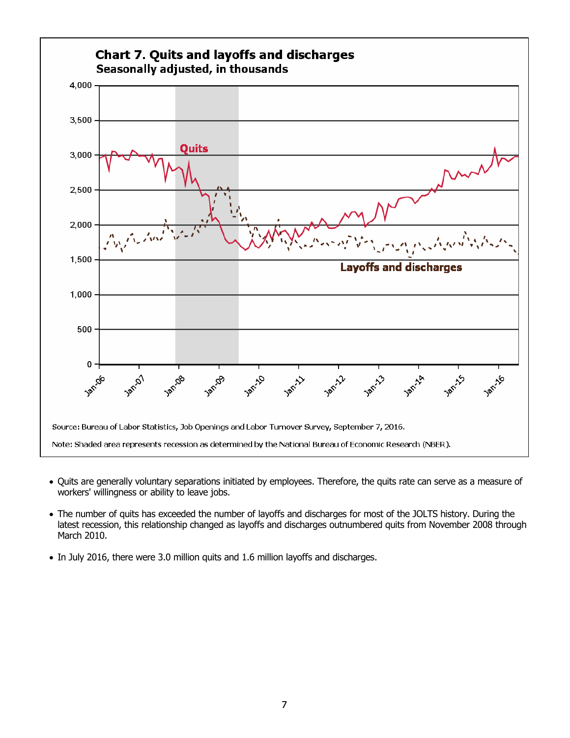## Chart 7. Quits and layoffs and discharges

Seasonally adjusted, in thousands

4,000
3,500
3,000
2,500
2,000
1,500
1,000
500
0

Quits

Layoffs and discharges

Jan-06
Jan-07
Jan-08
Jan-09
Jan-10
Jan-11
Jan-12
Jan-13
Jan-14
Jan-15
Jan-16

Source: Bureau of Labor Statistics, Job Openings and Labor Turnover Survey, September 7, 2016.

Note: Shaded area represents recession as determined by the National Bureau of Economic Research (NBER).

- Quits are generally voluntary separations initiated by employees. Therefore, the quits rate can serve as a measure of workers' willingness or ability to leave jobs.
- The number of quits has exceeded the number of layoffs and discharges for most of the JOLTS history. During the latest recession, this relationship changed as layoffs and discharges outnumbered quits from November 2008 through March 2010.
- In July 2016, there were 3.0 million quits and 1.6 million layoffs and discharges.